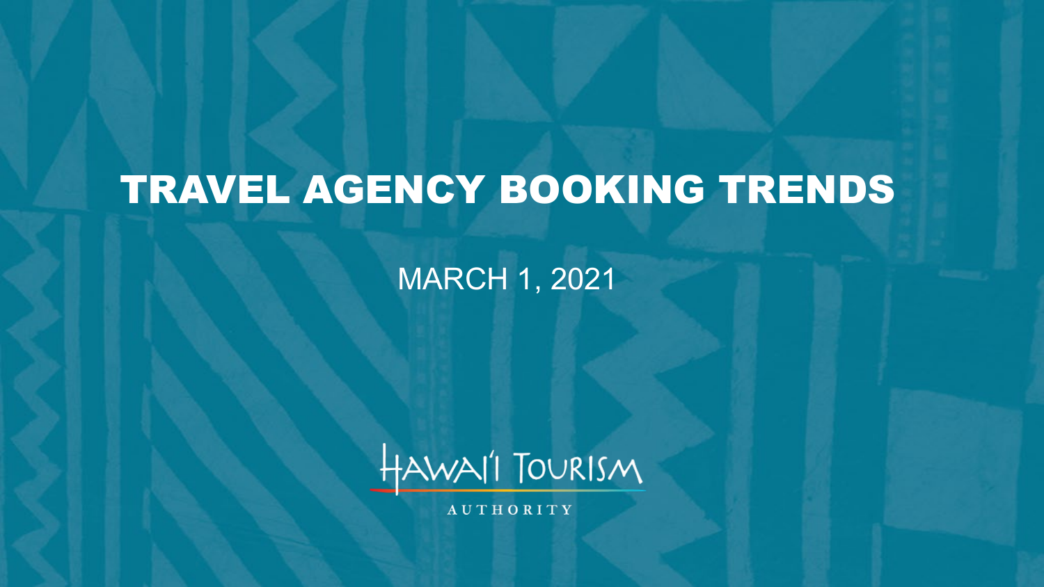# TRAVEL AGENCY BOOKING TRENDS

MARCH 1, 2021

Hawai'i Tourism

AUTHORITY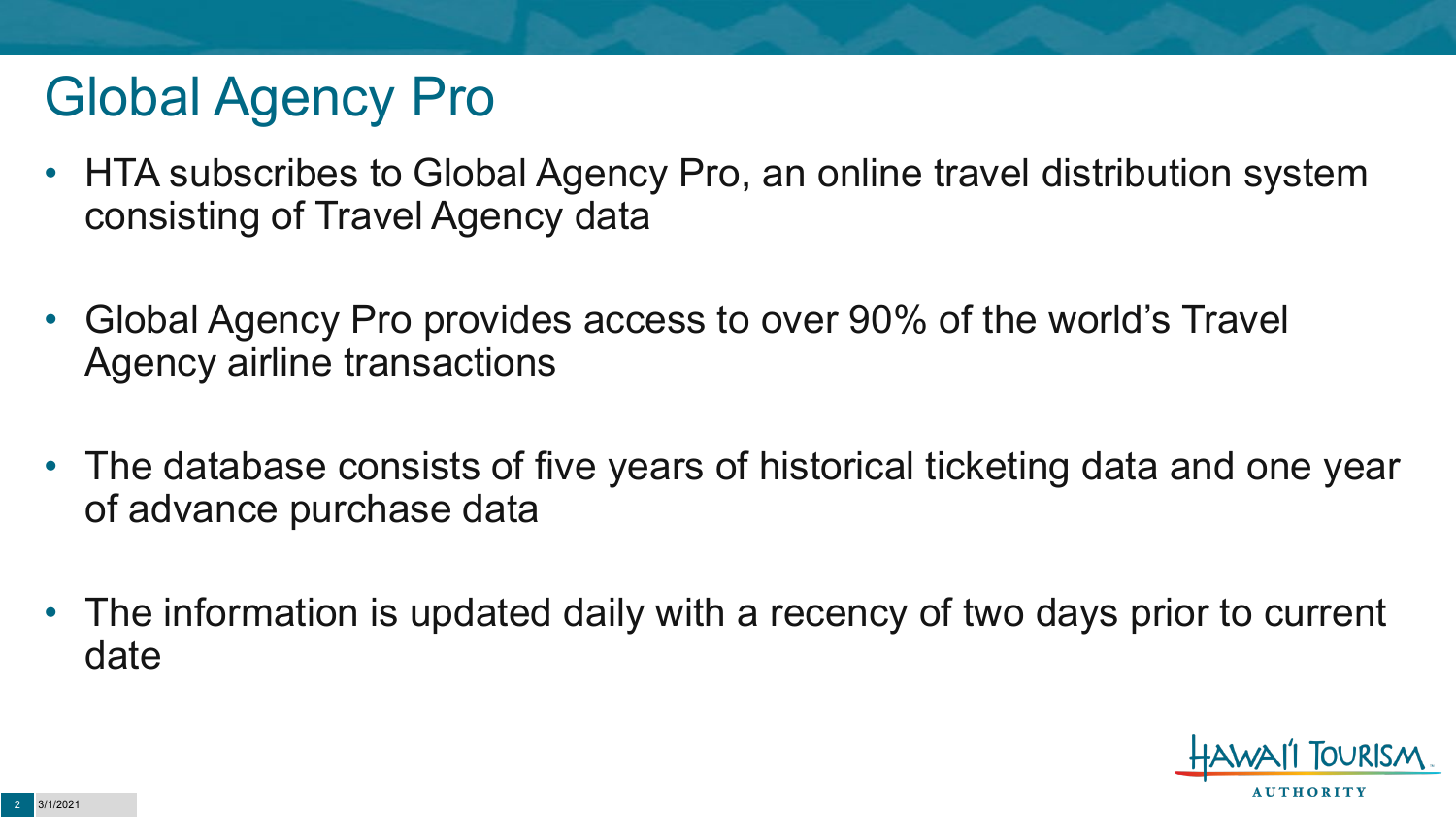# Global Agency Pro

- HTA subscribes to Global Agency Pro, an online travel distribution system consisting of Travel Agency data
- Global Agency Pro provides access to over 90% of the world's Travel Agency airline transactions
- The database consists of five years of historical ticketing data and one year of advance purchase data
- The information is updated daily with a recency of two days prior to current date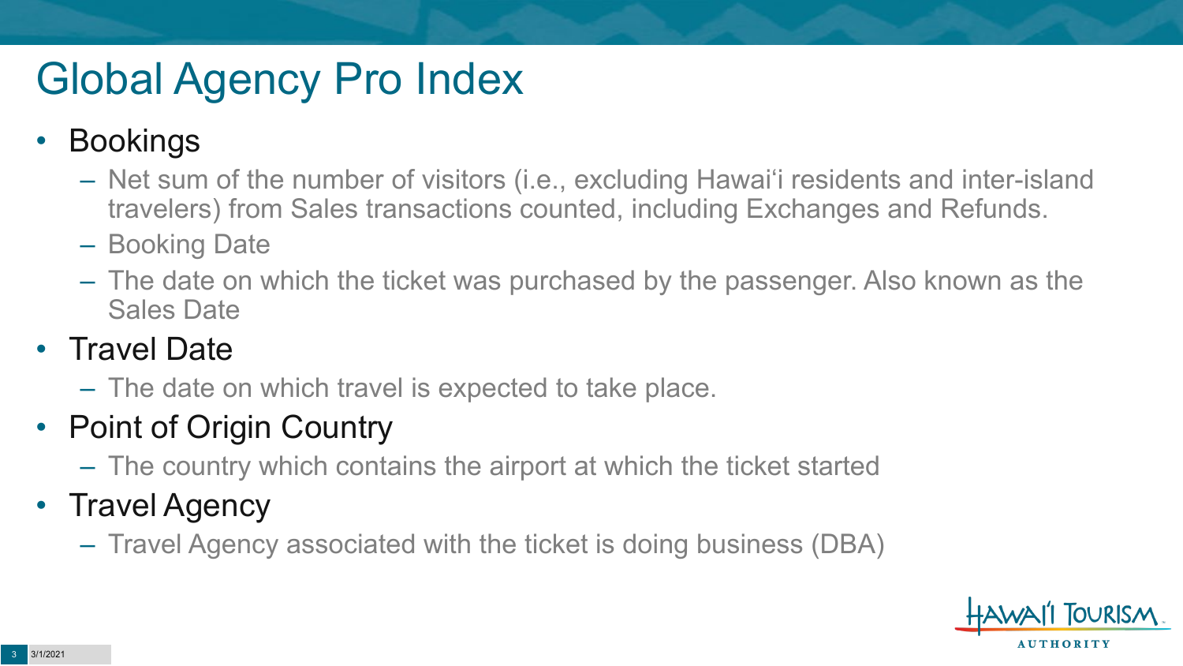# Global Agency Pro Index

- Bookings
  - Net sum of the number of visitors (i.e., excluding Hawai‘i residents and inter-island travelers) from Sales transactions counted, including Exchanges and Refunds.
  - Booking Date
  - The date on which the ticket was purchased by the passenger. Also known as the Sales Date
- Travel Date
  - The date on which travel is expected to take place.
- Point of Origin Country
  - The country which contains the airport at which the ticket started
- Travel Agency
  - Travel Agency associated with the ticket is doing business (DBA)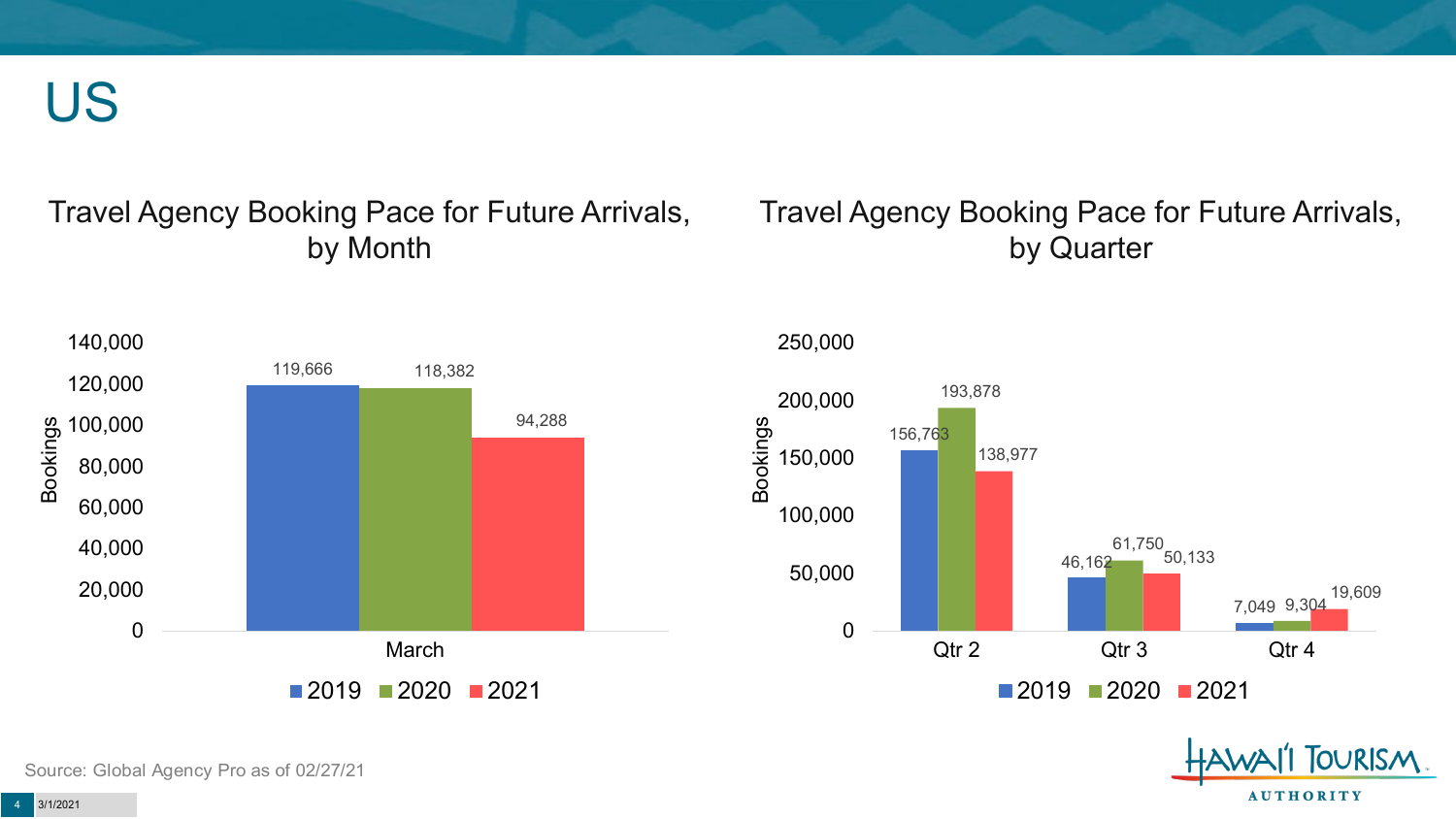# US

## Travel Agency Booking Pace for Future Arrivals, by Month

| Month | 2019 | 2020 | 2021 |
|---|---|---|---|
| March | 119,666 | 118,382 | 94,288 |

## Travel Agency Booking Pace for Future Arrivals, by Quarter

| Quarter | 2019 | 2020 | 2021 |
|---|---|---|---|
| Qtr 2 | 156,763 | 193,878 | 138,977 |
| Qtr 3 | 46,162 | 61,750 | 50,133 |
| Qtr 4 | 7,049 | 9,304 | 19,609 |

Source: Global Agency Pro as of 02/27/21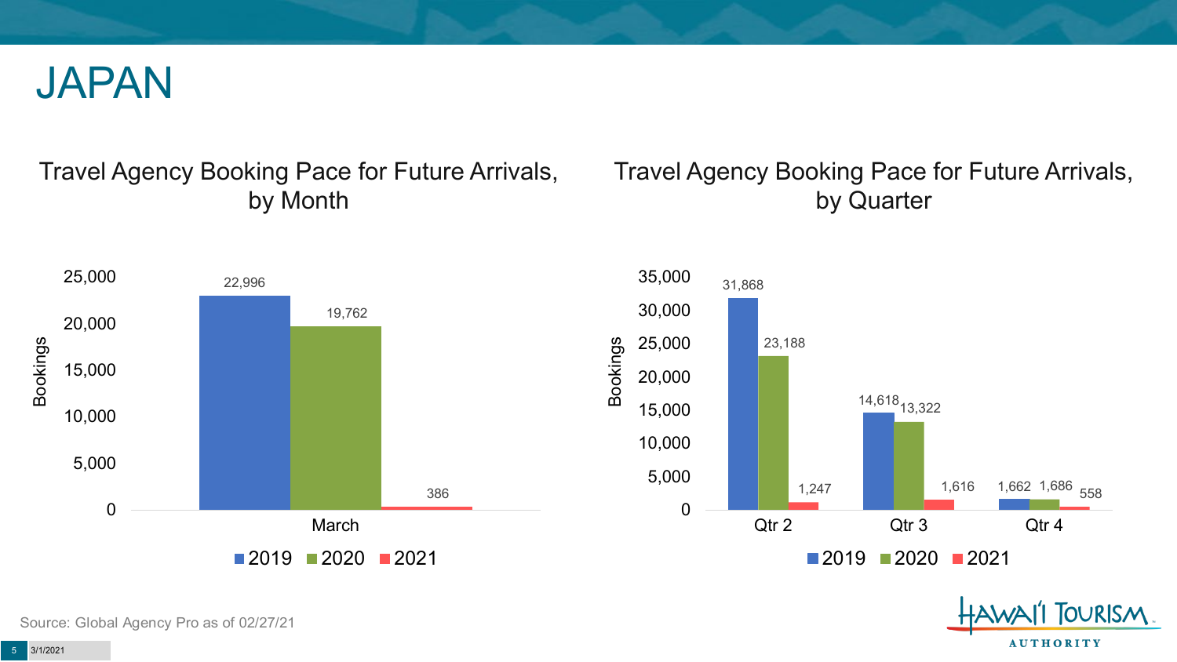# JAPAN

## Travel Agency Booking Pace for Future Arrivals, by Month

| Month | 2019 | 2020 | 2021 |
|---|---|---|---|
| March | 22,996 | 19,762 | 386 |

## Travel Agency Booking Pace for Future Arrivals, by Quarter

| Quarter | 2019 | 2020 | 2021 |
|---|---|---|---|
| Qtr 2 | 31,868 | 23,188 | 1,247 |
| Qtr 3 | 14,618 | 13,322 | 1,616 |
| Qtr 4 | 1,662 | 1,686 | 558 |

Source: Global Agency Pro as of 02/27/21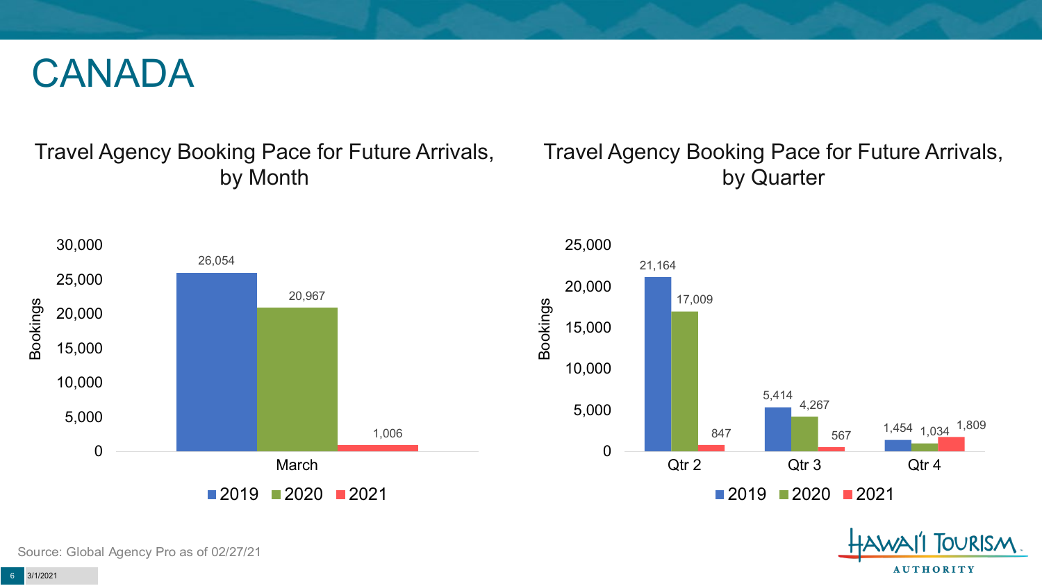# CANADA

## Travel Agency Booking Pace for Future Arrivals, by Month

| Month | 2019 | 2020 | 2021 |
|---|---|---|---|
| March | 26,054 | 20,967 | 1,006 |

## Travel Agency Booking Pace for Future Arrivals, by Quarter

| Quarter | 2019 | 2020 | 2021 |
|---|---|---|---|
| Qtr 2 | 21,164 | 17,009 | 847 |
| Qtr 3 | 5,414 | 4,267 | 567 |
| Qtr 4 | 1,454 | 1,034 | 1,809 |

Source: Global Agency Pro as of 02/27/21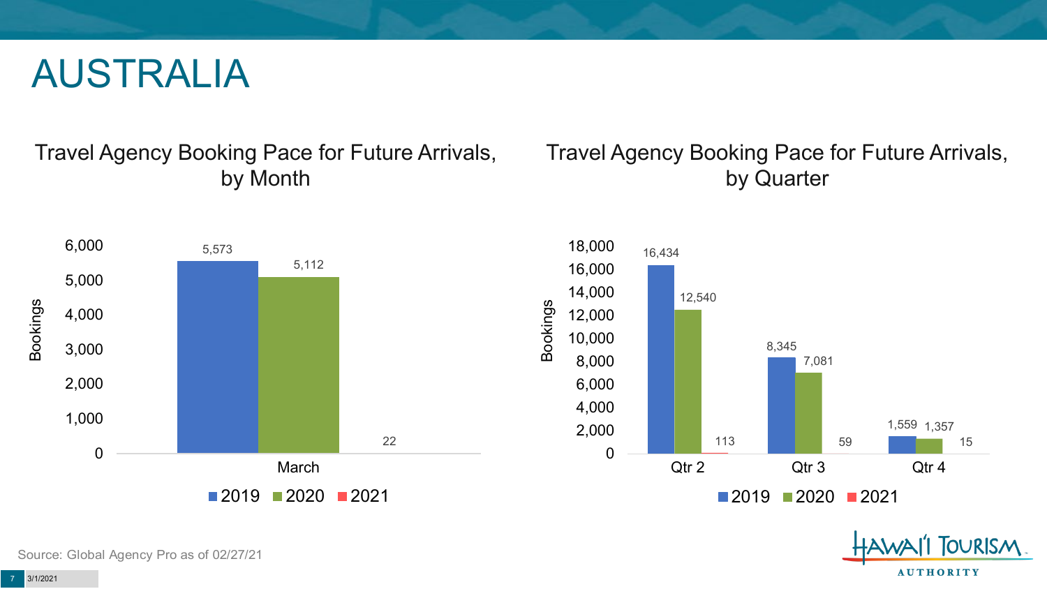# AUSTRALIA

## Travel Agency Booking Pace for Future Arrivals, by Month

| Month | 2019 | 2020 | 2021 |
|---|---|---|---|
| March | 5,573 | 5,112 | 22 |

## Travel Agency Booking Pace for Future Arrivals, by Quarter

| Quarter | 2019 | 2020 | 2021 |
|---|---|---|---|
| Qtr 2 | 16,434 | 12,540 | 113 |
| Qtr 3 | 8,345 | 7,081 | 59 |
| Qtr 4 | 1,559 | 1,357 | 15 |

Source: Global Agency Pro as of 02/27/21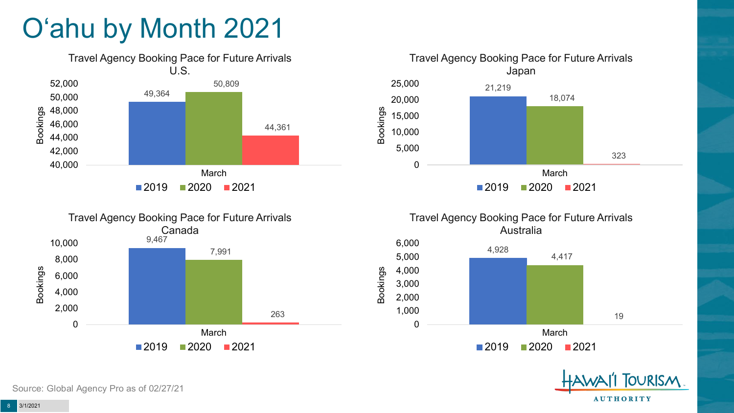# Oʻahu by Month 2021

### Travel Agency Booking Pace for Future Arrivals U.S.

| March | Bookings |
|---|---|
| 2019 | 49,364 |
| 2020 | 50,809 |
| 2021 | 44,361 |

### Travel Agency Booking Pace for Future Arrivals Japan

| March | Bookings |
|---|---|
| 2019 | 21,219 |
| 2020 | 18,074 |
| 2021 | 323 |

### Travel Agency Booking Pace for Future Arrivals Canada

| March | Bookings |
|---|---|
| 2019 | 9,467 |
| 2020 | 7,991 |
| 2021 | 263 |

### Travel Agency Booking Pace for Future Arrivals Australia

| March | Bookings |
|---|---|
| 2019 | 4,928 |
| 2020 | 4,417 |
| 2021 | 19 |

Source: Global Agency Pro as of 02/27/21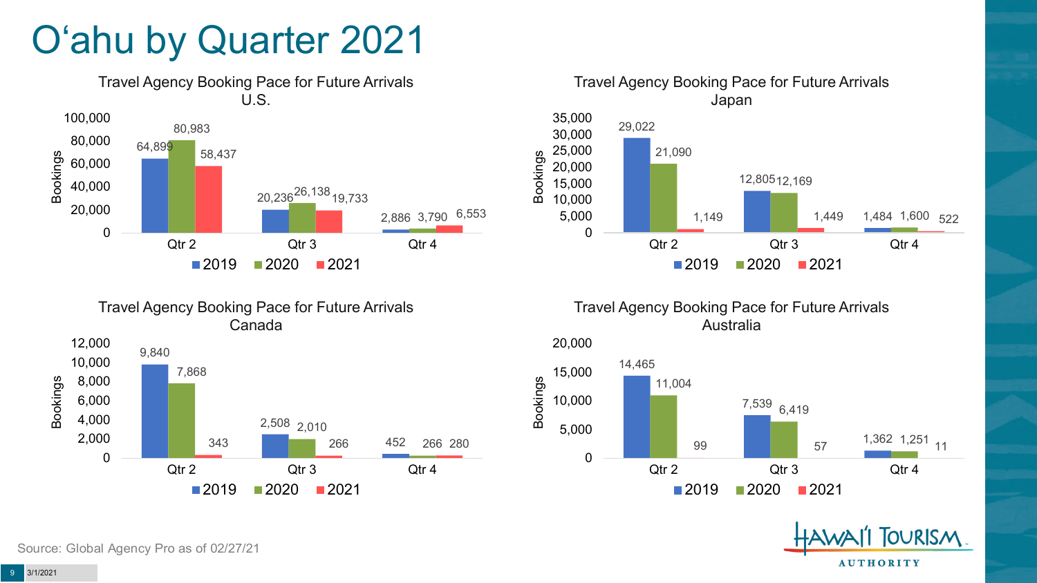# O'ahu by Quarter 2021

## Travel Agency Booking Pace for Future Arrivals U.S.

| Bookings | 2019 | 2020 | 2021 |
|---|---|---|---|
| Qtr 2 | 64,899 | 80,983 | 58,437 |
| Qtr 3 | 20,236 | 26,138 | 19,733 |
| Qtr 4 | 2,886 | 3,790 | 6,553 |

## Travel Agency Booking Pace for Future Arrivals Japan

| Bookings | 2019 | 2020 | 2021 |
|---|---|---|---|
| Qtr 2 | 29,022 | 21,090 | 1,149 |
| Qtr 3 | 12,805 | 12,169 | 1,449 |
| Qtr 4 | 1,484 | 1,600 | 522 |

## Travel Agency Booking Pace for Future Arrivals Canada

| Bookings | 2019 | 2020 | 2021 |
|---|---|---|---|
| Qtr 2 | 9,840 | 7,868 | 343 |
| Qtr 3 | 2,508 | 2,010 | 266 |
| Qtr 4 | 452 | 266 | 280 |

## Travel Agency Booking Pace for Future Arrivals Australia

| Bookings | 2019 | 2020 | 2021 |
|---|---|---|---|
| Qtr 2 | 14,465 | 11,004 | 99 |
| Qtr 3 | 7,539 | 6,419 | 57 |
| Qtr 4 | 1,362 | 1,251 | 11 |

Source: Global Agency Pro as of 02/27/21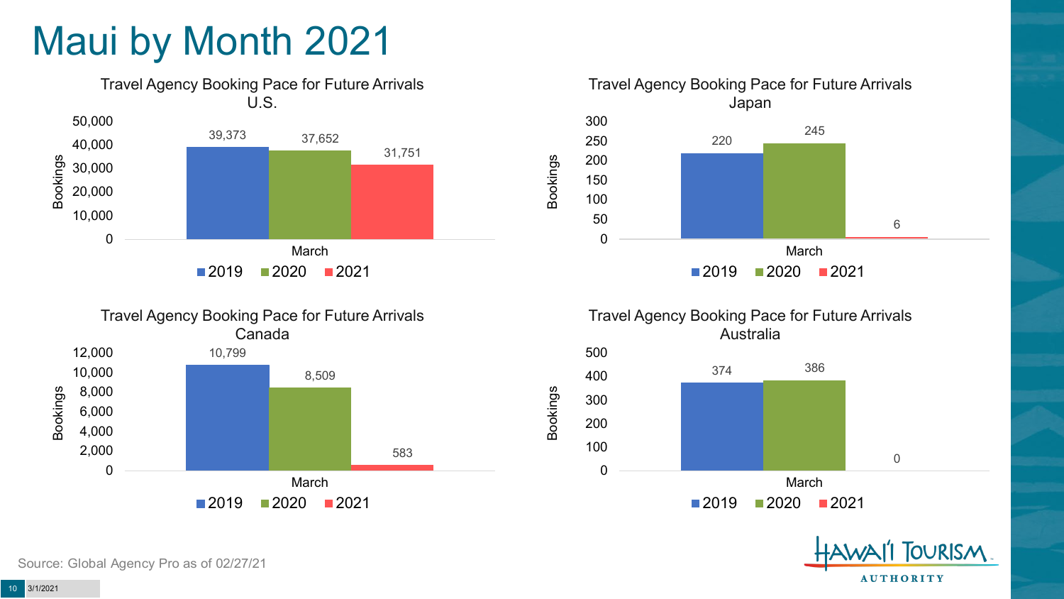# Maui by Month 2021

### Travel Agency Booking Pace for Future Arrivals U.S.

| March | Bookings |
|---|---|
| 2019 | 39,373 |
| 2020 | 37,652 |
| 2021 | 31,751 |

### Travel Agency Booking Pace for Future Arrivals Japan

| March | Bookings |
|---|---|
| 2019 | 220 |
| 2020 | 245 |
| 2021 | 6 |

### Travel Agency Booking Pace for Future Arrivals Canada

| March | Bookings |
|---|---|
| 2019 | 10,799 |
| 2020 | 8,509 |
| 2021 | 583 |

### Travel Agency Booking Pace for Future Arrivals Australia

| March | Bookings |
|---|---|
| 2019 | 374 |
| 2020 | 386 |
| 2021 | 0 |

Source: Global Agency Pro as of 02/27/21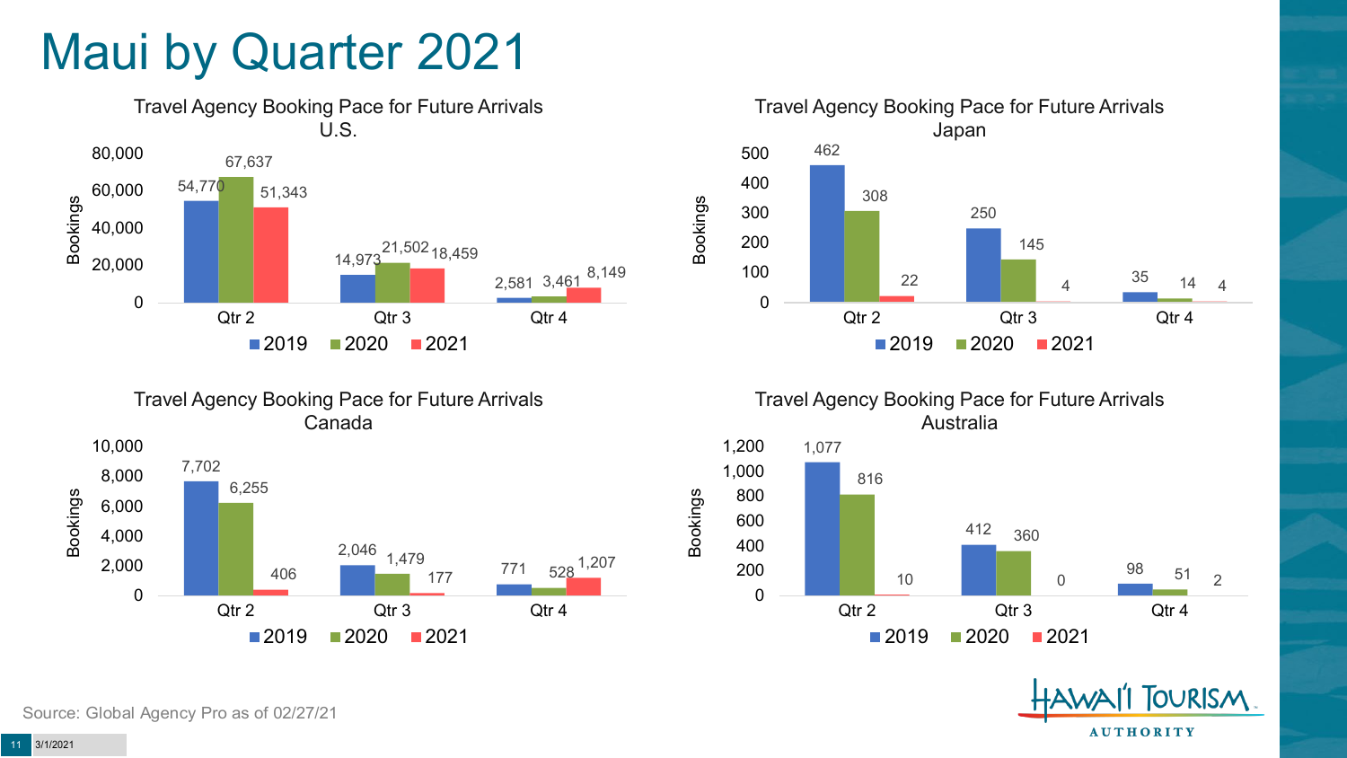# Maui by Quarter 2021

**Travel Agency Booking Pace for Future Arrivals U.S.**

| Bookings | 2019 | 2020 | 2021 |
|---|---|---|---|
| Qtr 2 | 54,770 | 67,637 | 51,343 |
| Qtr 3 | 14,973 | 21,502 | 18,459 |
| Qtr 4 | 2,581 | 3,461 | 8,149 |

**Travel Agency Booking Pace for Future Arrivals Japan**

| Bookings | 2019 | 2020 | 2021 |
|---|---|---|---|
| Qtr 2 | 462 | 308 | 22 |
| Qtr 3 | 250 | 145 | 4 |
| Qtr 4 | 35 | 14 | 4 |

**Travel Agency Booking Pace for Future Arrivals Canada**

| Bookings | 2019 | 2020 | 2021 |
|---|---|---|---|
| Qtr 2 | 7,702 | 6,255 | 406 |
| Qtr 3 | 2,046 | 1,479 | 177 |
| Qtr 4 | 771 | 528 | 1,207 |

**Travel Agency Booking Pace for Future Arrivals Australia**

| Bookings | 2019 | 2020 | 2021 |
|---|---|---|---|
| Qtr 2 | 1,077 | 816 | 10 |
| Qtr 3 | 412 | 360 | 0 |
| Qtr 4 | 98 | 51 | 2 |

Source: Global Agency Pro as of 02/27/21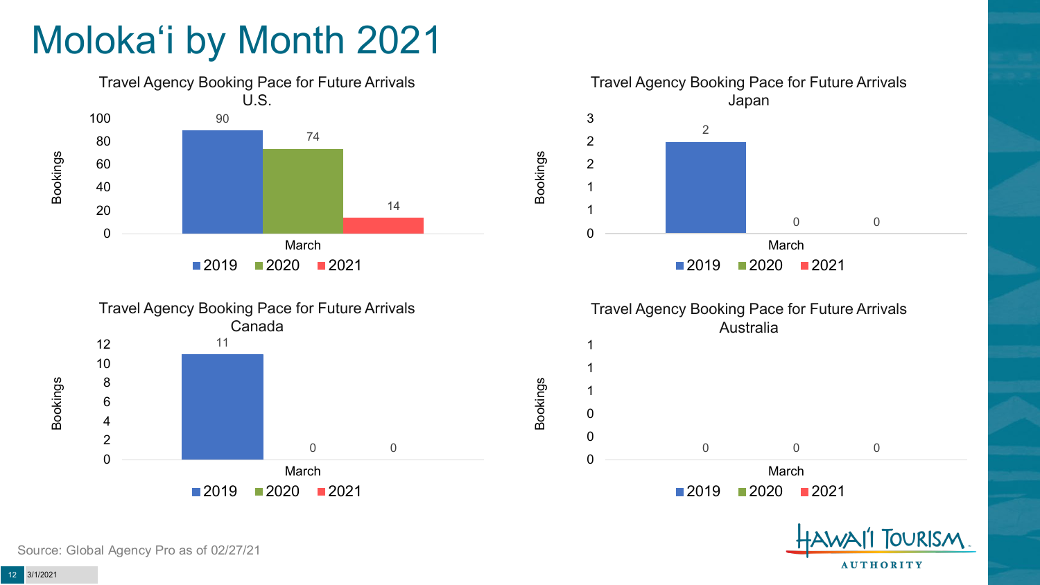# Moloka‘i by Month 2021

**Travel Agency Booking Pace for Future Arrivals U.S.**

| | 2019 | 2020 | 2021 |
|---|---|---|---|
| March | 90 | 74 | 14 |

**Travel Agency Booking Pace for Future Arrivals Japan**

| | 2019 | 2020 | 2021 |
|---|---|---|---|
| March | 2 | 0 | 0 |

**Travel Agency Booking Pace for Future Arrivals Canada**

| | 2019 | 2020 | 2021 |
|---|---|---|---|
| March | 11 | 0 | 0 |

**Travel Agency Booking Pace for Future Arrivals Australia**

| | 2019 | 2020 | 2021 |
|---|---|---|---|
| March | 0 | 0 | 0 |

Source: Global Agency Pro as of 02/27/21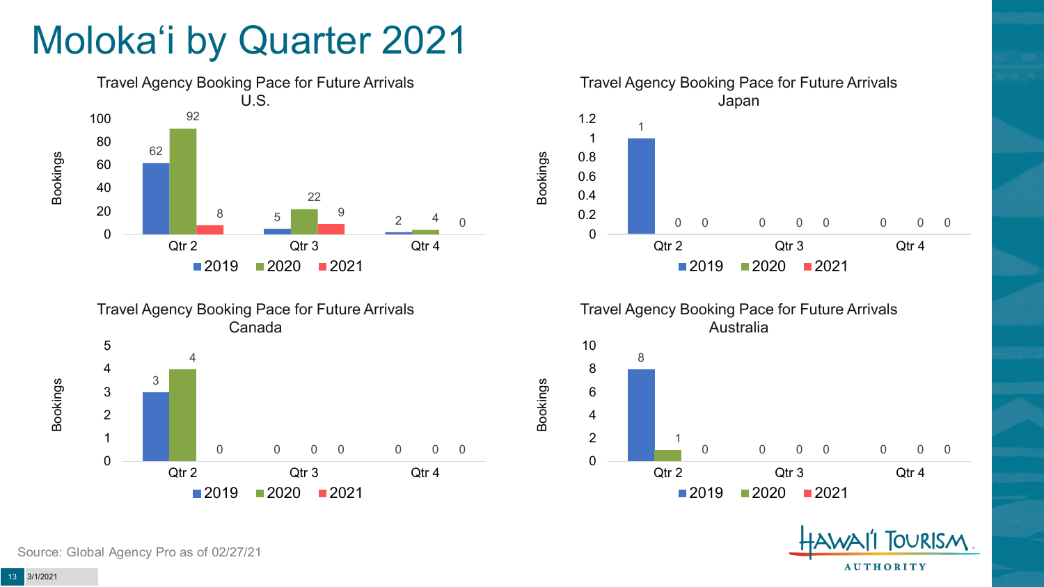# Molokaʻi by Quarter 2021

### Travel Agency Booking Pace for Future Arrivals U.S.

| Bookings | 2019 | 2020 | 2021 |
|---|---|---|---|
| Qtr 2 | 62 | 92 | 8 |
| Qtr 3 | 5 | 22 | 9 |
| Qtr 4 | 2 | 4 | 0 |

### Travel Agency Booking Pace for Future Arrivals Japan

| Bookings | 2019 | 2020 | 2021 |
|---|---|---|---|
| Qtr 2 | 1 | 0 | 0 |
| Qtr 3 | 0 | 0 | 0 |
| Qtr 4 | 0 | 0 | 0 |

### Travel Agency Booking Pace for Future Arrivals Canada

| Bookings | 2019 | 2020 | 2021 |
|---|---|---|---|
| Qtr 2 | 3 | 4 | 0 |
| Qtr 3 | 0 | 0 | 0 |
| Qtr 4 | 0 | 0 | 0 |

### Travel Agency Booking Pace for Future Arrivals Australia

| Bookings | 2019 | 2020 | 2021 |
|---|---|---|---|
| Qtr 2 | 8 | 1 | 0 |
| Qtr 3 | 0 | 0 | 0 |
| Qtr 4 | 0 | 0 | 0 |

Source: Global Agency Pro as of 02/27/21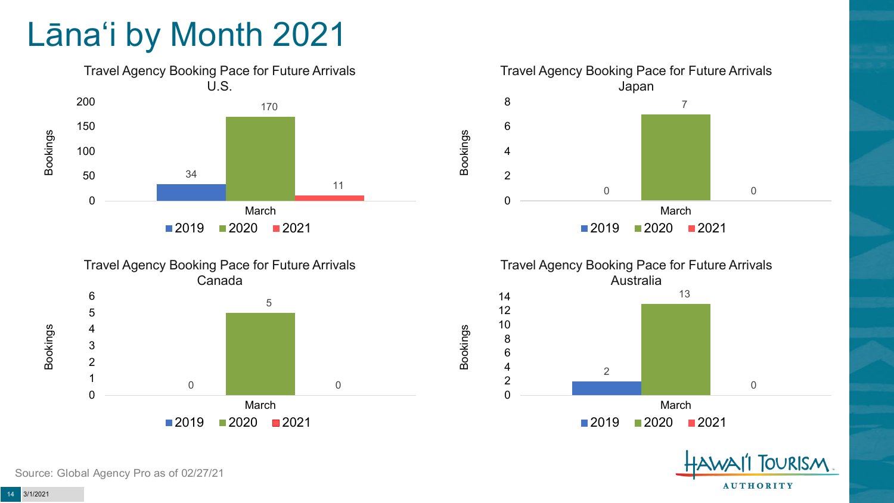# Lānaʻi by Month 2021

### Travel Agency Booking Pace for Future Arrivals U.S.

| Bookings | 2019 | 2020 | 2021 |
|---|---|---|---|
| March | 34 | 170 | 11 |

### Travel Agency Booking Pace for Future Arrivals Japan

| Bookings | 2019 | 2020 | 2021 |
|---|---|---|---|
| March | 0 | 7 | 0 |

### Travel Agency Booking Pace for Future Arrivals Canada

| Bookings | 2019 | 2020 | 2021 |
|---|---|---|---|
| March | 0 | 5 | 0 |

### Travel Agency Booking Pace for Future Arrivals Australia

| Bookings | 2019 | 2020 | 2021 |
|---|---|---|---|
| March | 2 | 13 | 0 |

Source: Global Agency Pro as of 02/27/21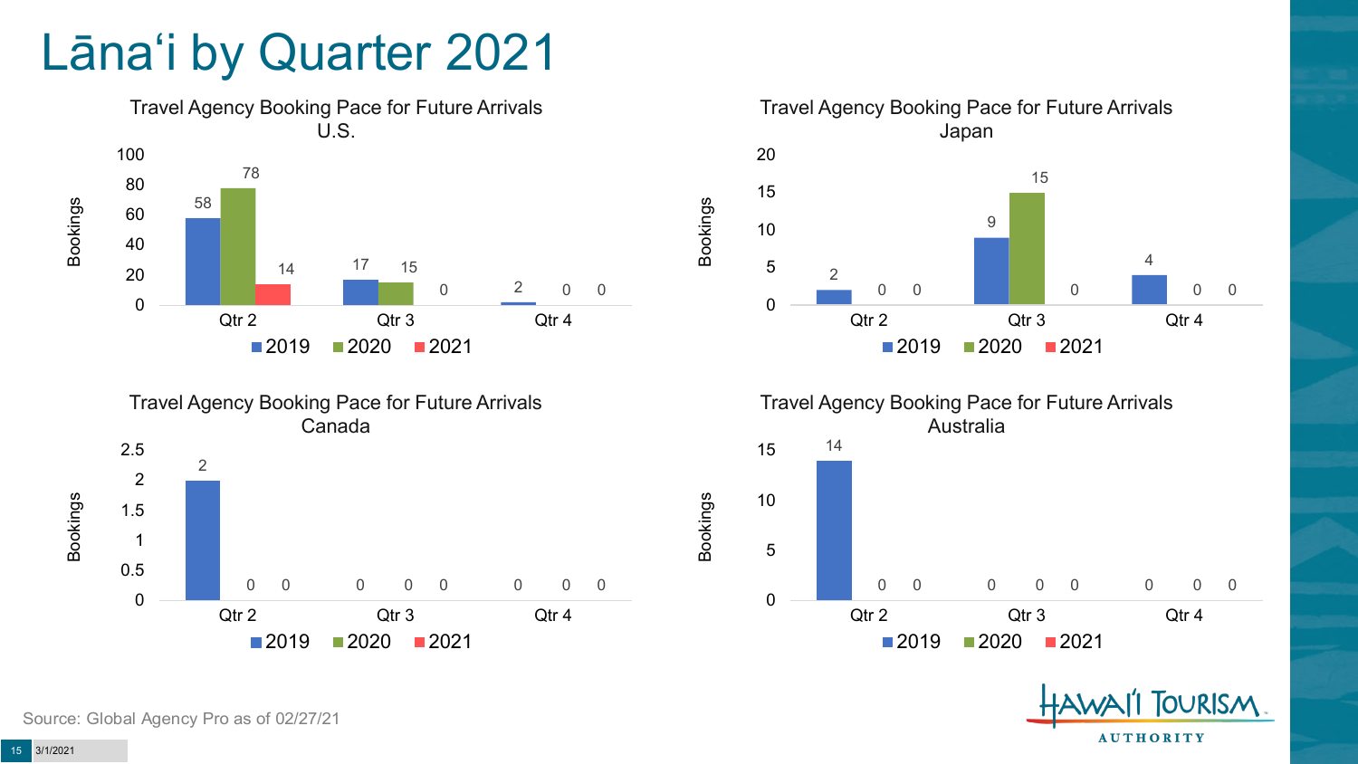# Lānaʻi by Quarter 2021

**Travel Agency Booking Pace for Future Arrivals U.S.**

| Bookings | 2019 | 2020 | 2021 |
|---|---|---|---|
| Qtr 2 | 58 | 78 | 14 |
| Qtr 3 | 17 | 15 | 0 |
| Qtr 4 | 2 | 0 | 0 |

**Travel Agency Booking Pace for Future Arrivals Japan**

| Bookings | 2019 | 2020 | 2021 |
|---|---|---|---|
| Qtr 2 | 2 | 0 | 0 |
| Qtr 3 | 9 | 15 | 0 |
| Qtr 4 | 4 | 0 | 0 |

**Travel Agency Booking Pace for Future Arrivals Canada**

| Bookings | 2019 | 2020 | 2021 |
|---|---|---|---|
| Qtr 2 | 2 | 0 | 0 |
| Qtr 3 | 0 | 0 | 0 |
| Qtr 4 | 0 | 0 | 0 |

**Travel Agency Booking Pace for Future Arrivals Australia**

| Bookings | 2019 | 2020 | 2021 |
|---|---|---|---|
| Qtr 2 | 14 | 0 | 0 |
| Qtr 3 | 0 | 0 | 0 |
| Qtr 4 | 0 | 0 | 0 |

Source: Global Agency Pro as of 02/27/21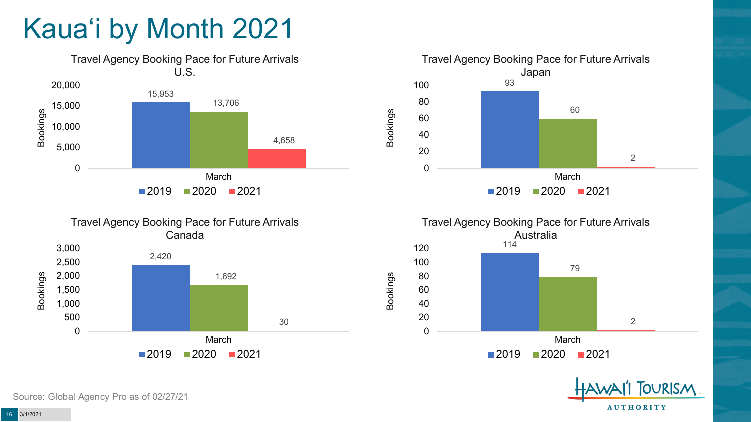# Kauaʻi by Month 2021

### Travel Agency Booking Pace for Future Arrivals U.S.

| Bookings | 2019 | 2020 | 2021 |
|---|---|---|---|
| March | 15,953 | 13,706 | 4,658 |

### Travel Agency Booking Pace for Future Arrivals Japan

| Bookings | 2019 | 2020 | 2021 |
|---|---|---|---|
| March | 93 | 60 | 2 |

### Travel Agency Booking Pace for Future Arrivals Canada

| Bookings | 2019 | 2020 | 2021 |
|---|---|---|---|
| March | 2,420 | 1,692 | 30 |

### Travel Agency Booking Pace for Future Arrivals Australia

| Bookings | 2019 | 2020 | 2021 |
|---|---|---|---|
| March | 114 | 79 | 2 |

Source: Global Agency Pro as of 02/27/21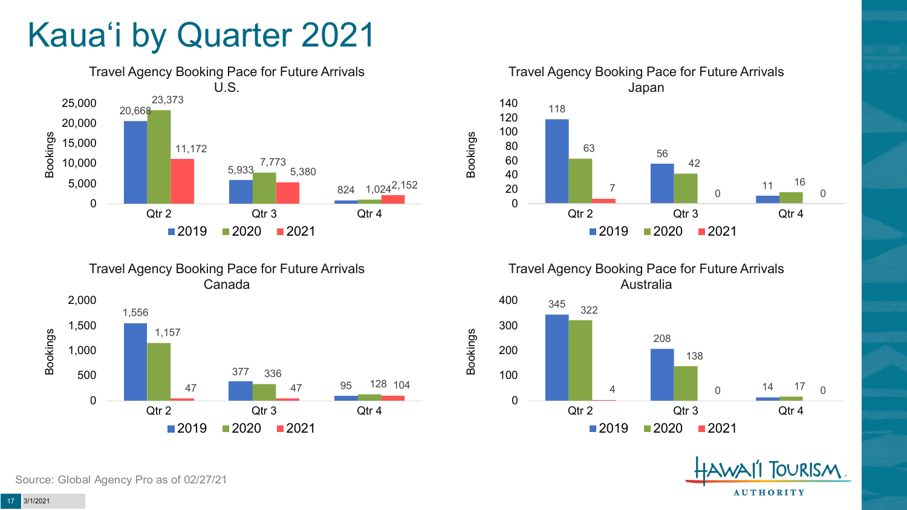# Kaua'i by Quarter 2021

### Travel Agency Booking Pace for Future Arrivals U.S.

| Bookings | 2019 | 2020 | 2021 |
|---|---|---|---|
| Qtr 2 | 20,668 | 23,373 | 11,172 |
| Qtr 3 | 5,933 | 7,773 | 5,380 |
| Qtr 4 | 824 | 1,024 | 2,152 |

### Travel Agency Booking Pace for Future Arrivals Japan

| Bookings | 2019 | 2020 | 2021 |
|---|---|---|---|
| Qtr 2 | 118 | 63 | 7 |
| Qtr 3 | 56 | 42 | 0 |
| Qtr 4 | 11 | 16 | 0 |

### Travel Agency Booking Pace for Future Arrivals Canada

| Bookings | 2019 | 2020 | 2021 |
|---|---|---|---|
| Qtr 2 | 1,556 | 1,157 | 47 |
| Qtr 3 | 377 | 336 | 47 |
| Qtr 4 | 95 | 128 | 104 |

### Travel Agency Booking Pace for Future Arrivals Australia

| Bookings | 2019 | 2020 | 2021 |
|---|---|---|---|
| Qtr 2 | 345 | 322 | 4 |
| Qtr 3 | 208 | 138 | 0 |
| Qtr 4 | 14 | 17 | 0 |

Source: Global Agency Pro as of 02/27/21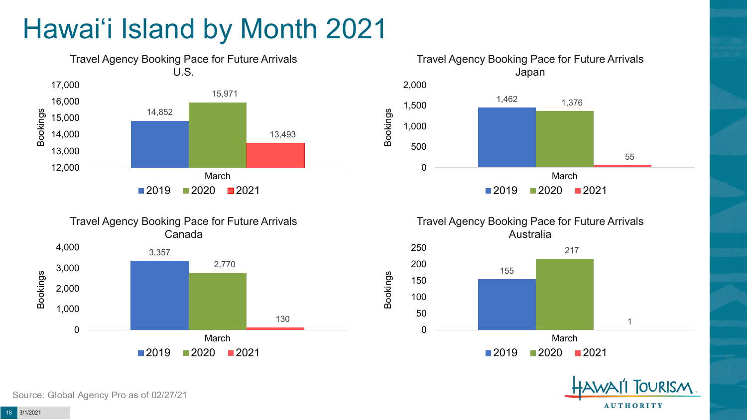# Hawai'i Island by Month 2021

### Travel Agency Booking Pace for Future Arrivals U.S.

| March | Bookings |
|---|---|
| 2019 | 14,852 |
| 2020 | 15,971 |
| 2021 | 13,493 |

### Travel Agency Booking Pace for Future Arrivals Japan

| March | Bookings |
|---|---|
| 2019 | 1,462 |
| 2020 | 1,376 |
| 2021 | 55 |

### Travel Agency Booking Pace for Future Arrivals Canada

| March | Bookings |
|---|---|
| 2019 | 3,357 |
| 2020 | 2,770 |
| 2021 | 130 |

### Travel Agency Booking Pace for Future Arrivals Australia

| March | Bookings |
|---|---|
| 2019 | 155 |
| 2020 | 217 |
| 2021 | 1 |

Source: Global Agency Pro as of 02/27/21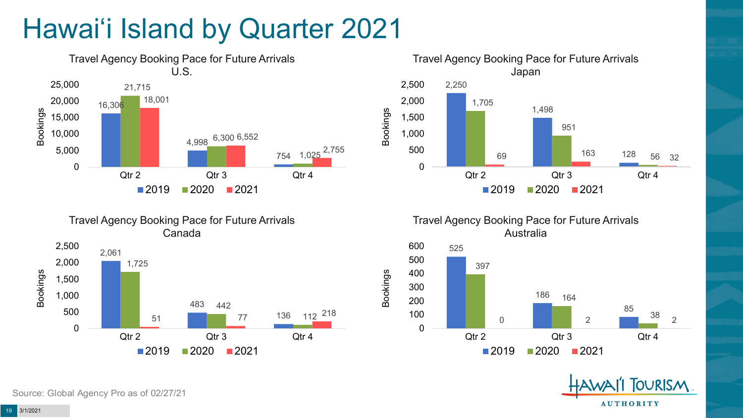# Hawai'i Island by Quarter 2021

Travel Agency Booking Pace for Future Arrivals
U.S.

Bookings

25,000
20,000
15,000
10,000
5,000
0

16,306 21,715 18,001
4,998 6,300 6,552
754 1,025 2,755

Qtr 2 Qtr 3 Qtr 4

2019 2020 2021

Travel Agency Booking Pace for Future Arrivals
Japan

Bookings

2,500
2,000
1,500
1,000
500
0

2,250 1,705 69
1,498 951 163
128 56 32

Qtr 2 Qtr 3 Qtr 4

2019 2020 2021

Travel Agency Booking Pace for Future Arrivals
Canada

Bookings

2,500
2,000
1,500
1,000
500
0

2,061 1,725 51
483 442 77
136 112 218

Qtr 2 Qtr 3 Qtr 4

2019 2020 2021

Travel Agency Booking Pace for Future Arrivals
Australia

Bookings

600
500
400
300
200
100
0

525 397 0
186 164 2
85 38 2

Qtr 2 Qtr 3 Qtr 4

2019 2020 2021

Source: Global Agency Pro as of 02/27/21

HAWAI'I TOURISM AUTHORITY